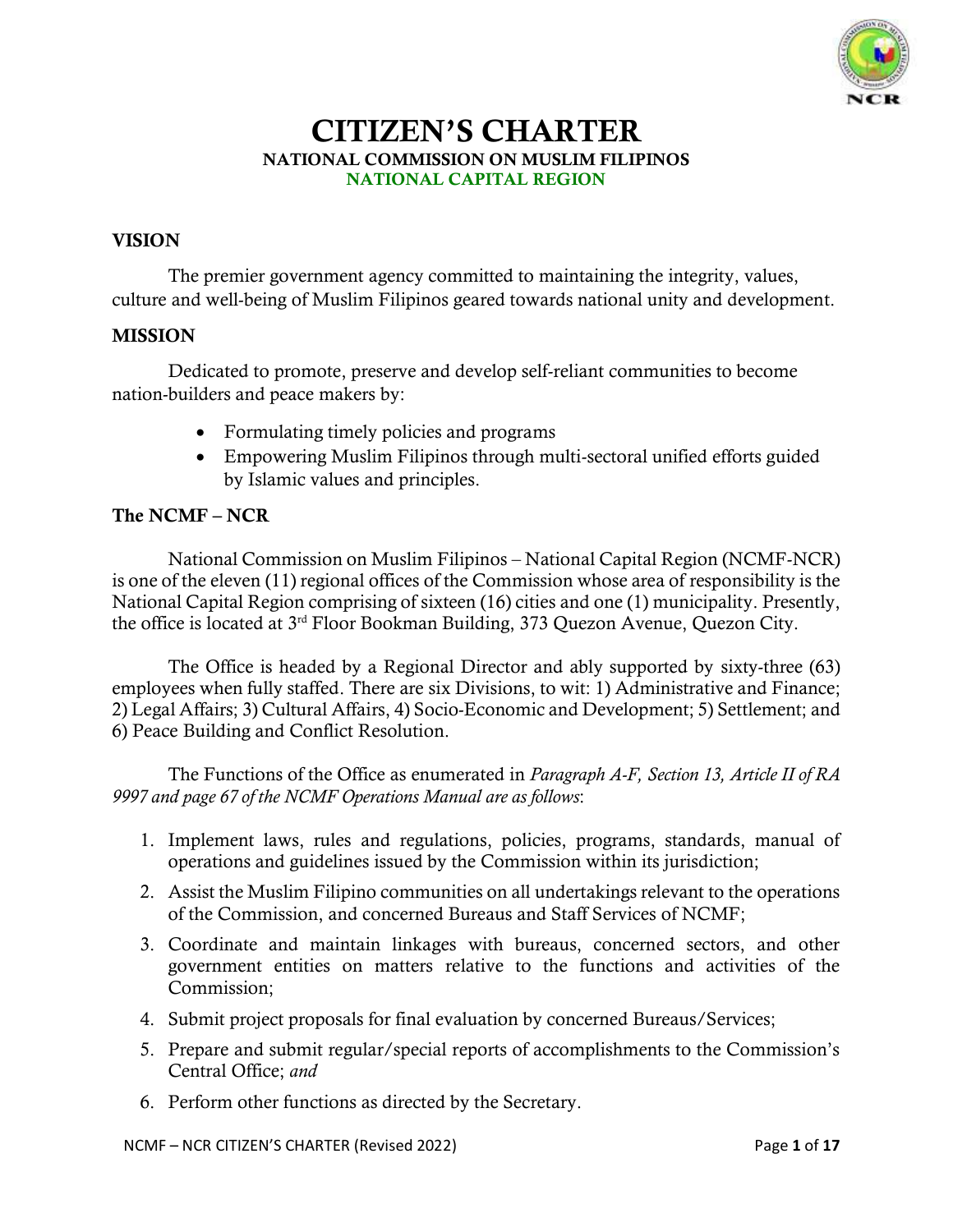# CITIZEN'S CHARTER

### NATIONAL COMMISSION ON MUSLIM FILIPINOS

### NATIONAL CAPITAL REGION

## VISION

The premier government agency committed to maintaining the integrity, values, culture and well-being of Muslim Filipinos geared towards national unity and development.

## MISSION

Dedicated to promote, preserve and develop self-reliant communities to become nation-builders and peace makers by:

- Formulating timely policies and programs
- Empowering Muslim Filipinos through multi-sectoral unified efforts guided by Islamic values and principles.

## The NCMF – NCR

National Commission on Muslim Filipinos – National Capital Region (NCMF-NCR) is one of the eleven (11) regional offices of the Commission whose area of responsibility is the National Capital Region comprising of sixteen (16) cities and one (1) municipality. Presently, the office is located at 3rd Floor Bookman Building, 373 Quezon Avenue, Quezon City.

The Office is headed by a Regional Director and ably supported by sixty-three (63) employees when fully staffed. There are six Divisions, to wit: 1) Administrative and Finance; 2) Legal Affairs; 3) Cultural Affairs, 4) Socio-Economic and Development; 5) Settlement; and 6) Peace Building and Conflict Resolution.

The Functions of the Office as enumerated in *Paragraph A-F, Section 13, Article II of RA 9997 and page 67 of the NCMF Operations Manual are as follows*:

1. Implement laws, rules and regulations, policies, programs, standards, manual of operations and guidelines issued by the Commission within its jurisdiction;
2. Assist the Muslim Filipino communities on all undertakings relevant to the operations of the Commission, and concerned Bureaus and Staff Services of NCMF;
3. Coordinate and maintain linkages with bureaus, concerned sectors, and other government entities on matters relative to the functions and activities of the Commission;
4. Submit project proposals for final evaluation by concerned Bureaus/Services;
5. Prepare and submit regular/special reports of accomplishments to the Commission's Central Office; *and*
6. Perform other functions as directed by the Secretary.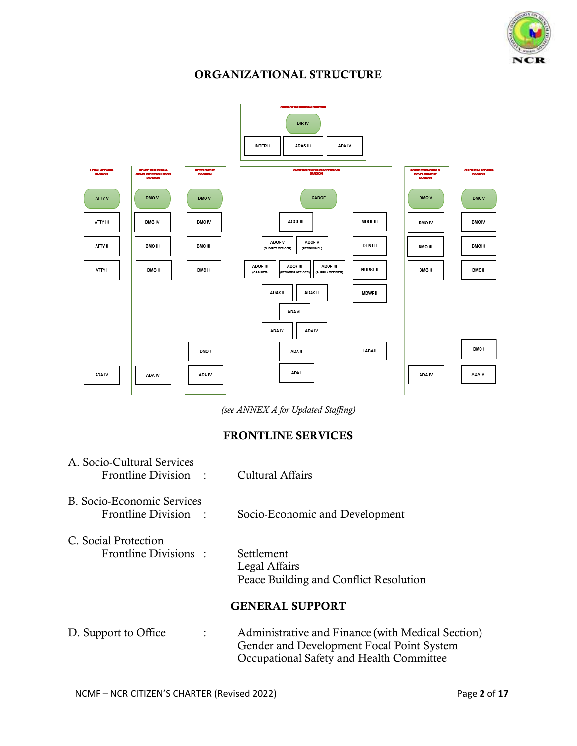# ORGANIZATIONAL STRUCTURE

**OFFICE OF THE REGIONAL DIRECTOR**

- DIR IV
- INTER II
- ADAS III
- ADA IV

**LEGAL AFFAIRS DIVISION**

- ATTY V
- ATTY III
- ATTY II
- ATTY I
- ADA IV

**PEACE BUILDING & CONFLICT RESOLUTION DIVISION**

- DMO V
- DMO IV
- DMO III
- DMO II
- ADA IV

**SETTLEMENT DIVISION**

- DMO V
- DMO IV
- DMO III
- DMO II
- DMO I
- ADA IV

**ADMINISTRATIVE AND FINANCE DIVISION**

- CADOF
- ACCT III
- ADOF V (BUDGET OFFICER)
- ADOF V (PERSONNEL)
- ADOF III (CASHIER)
- ADOF III (RECORDS OFFICER)
- ADOF III (SUPPLY OFFICER)
- ADAS II
- ADAS II
- ADA VI
- ADA IV
- ADA IV
- ADA II
- ADA I
- MDOF III
- DENT II
- NURSE II
- MDWF II
- LABA II

**SOCIO ECONOMIC & DEVELOPMENT DIVISION**

- DMO V
- DMO IV
- DMO III
- DMO II
- ADA IV

**CULTURAL AFFAIRS DIVISION**

- DMO V
- DMO IV
- DMO III
- DMO II
- DMO I
- ADA IV

*(see ANNEX A for Updated Staffing)*

## FRONTLINE SERVICES

A. Socio-Cultural Services
   Frontline Division : Cultural Affairs

B. Socio-Economic Services
   Frontline Division : Socio-Economic and Development

C. Social Protection
   Frontline Divisions : Settlement
   Legal Affairs
   Peace Building and Conflict Resolution

## GENERAL SUPPORT

D. Support to Office : Administrative and Finance (with Medical Section)
   Gender and Development Focal Point System
   Occupational Safety and Health Committee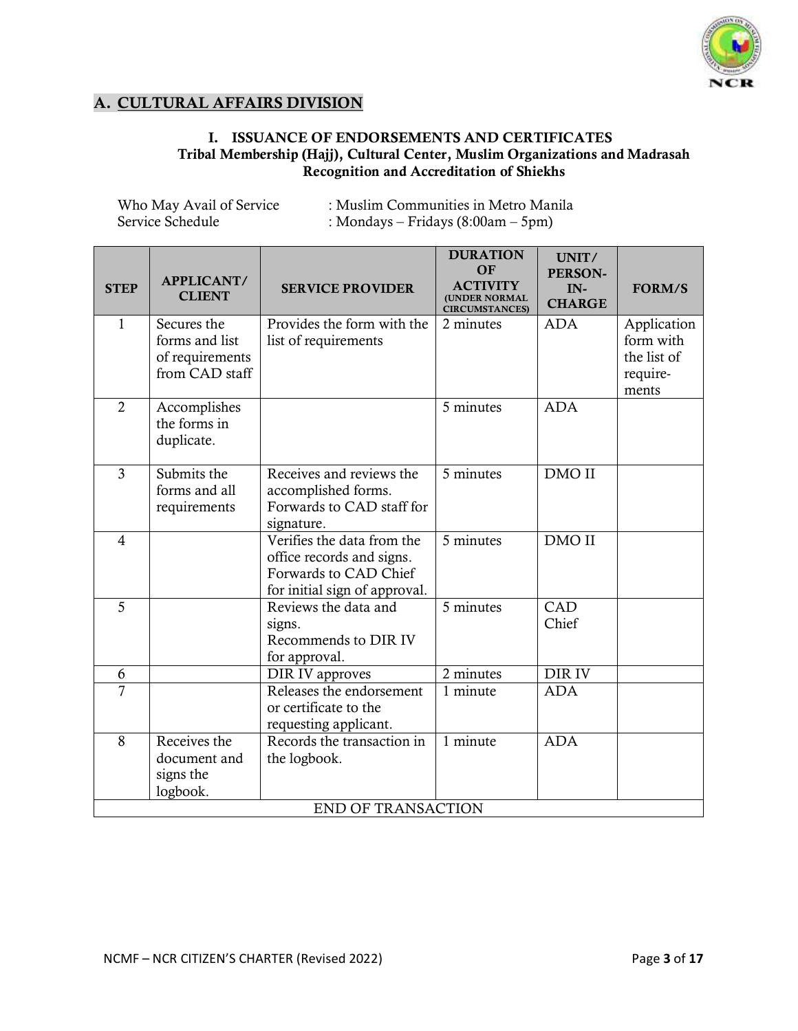## A. CULTURAL AFFAIRS DIVISION

### I. ISSUANCE OF ENDORSEMENTS AND CERTIFICATES
**Tribal Membership (Hajj), Cultural Center, Muslim Organizations and Madrasah Recognition and Accreditation of Shiekhs**

Who May Avail of Service : Muslim Communities in Metro Manila
Service Schedule : Mondays – Fridays (8:00am – 5pm)

| STEP | APPLICANT/ CLIENT | SERVICE PROVIDER | DURATION OF ACTIVITY (UNDER NORMAL CIRCUMSTANCES) | UNIT/ PERSON-IN-CHARGE | FORM/S |
|---|---|---|---|---|---|
| 1 | Secures the forms and list of requirements from CAD staff | Provides the form with the list of requirements | 2 minutes | ADA | Application form with the list of require-ments |
| 2 | Accomplishes the forms in duplicate. | | 5 minutes | ADA | |
| 3 | Submits the forms and all requirements | Receives and reviews the accomplished forms. Forwards to CAD staff for signature. | 5 minutes | DMO II | |
| 4 | | Verifies the data from the office records and signs. Forwards to CAD Chief for initial sign of approval. | 5 minutes | DMO II | |
| 5 | | Reviews the data and signs. Recommends to DIR IV for approval. | 5 minutes | CAD Chief | |
| 6 | | DIR IV approves | 2 minutes | DIR IV | |
| 7 | | Releases the endorsement or certificate to the requesting applicant. | 1 minute | ADA | |
| 8 | Receives the document and signs the logbook. | Records the transaction in the logbook. | 1 minute | ADA | |
| END OF TRANSACTION | | | | | |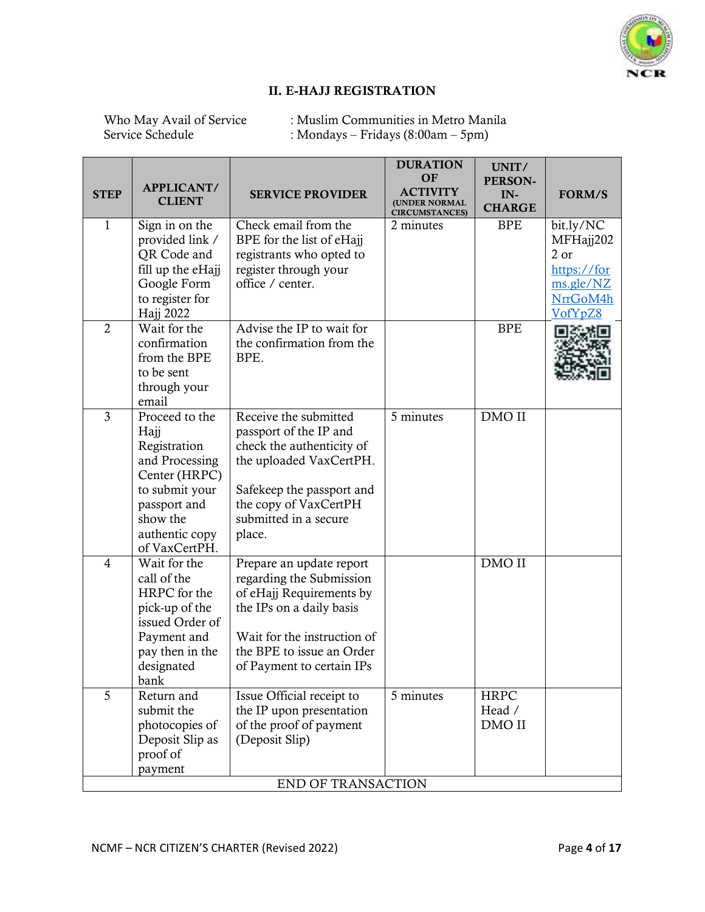## II. E-HAJJ REGISTRATION

Who May Avail of Service : Muslim Communities in Metro Manila
Service Schedule : Mondays – Fridays (8:00am – 5pm)

| STEP | APPLICANT/ CLIENT | SERVICE PROVIDER | DURATION OF ACTIVITY (UNDER NORMAL CIRCUMSTANCES) | UNIT/ PERSON-IN-CHARGE | FORM/S |
|---|---|---|---|---|---|
| 1 | Sign in on the provided link / QR Code and fill up the eHajj Google Form to register for Hajj 2022 | Check email from the BPE for the list of eHajj registrants who opted to register through your office / center. | 2 minutes | BPE | bit.ly/NCMFHajj2022 or https://forms.gle/NZNrrGoM4hVofYpZ8 |
| 2 | Wait for the confirmation from the BPE to be sent through your email | Advise the IP to wait for the confirmation from the BPE. | | BPE | |
| 3 | Proceed to the Hajj Registration and Processing Center (HRPC) to submit your passport and show the authentic copy of VaxCertPH. | Receive the submitted passport of the IP and check the authenticity of the uploaded VaxCertPH.<br><br>Safekeep the passport and the copy of VaxCertPH submitted in a secure place. | 5 minutes | DMO II | |
| 4 | Wait for the call of the HRPC for the pick-up of the issued Order of Payment and pay then in the designated bank | Prepare an update report regarding the Submission of eHajj Requirements by the IPs on a daily basis<br><br>Wait for the instruction of the BPE to issue an Order of Payment to certain IPs | | DMO II | |
| 5 | Return and submit the photocopies of Deposit Slip as proof of payment | Issue Official receipt to the IP upon presentation of the proof of payment (Deposit Slip) | 5 minutes | HRPC Head / DMO II | |
| | END OF TRANSACTION | | | | |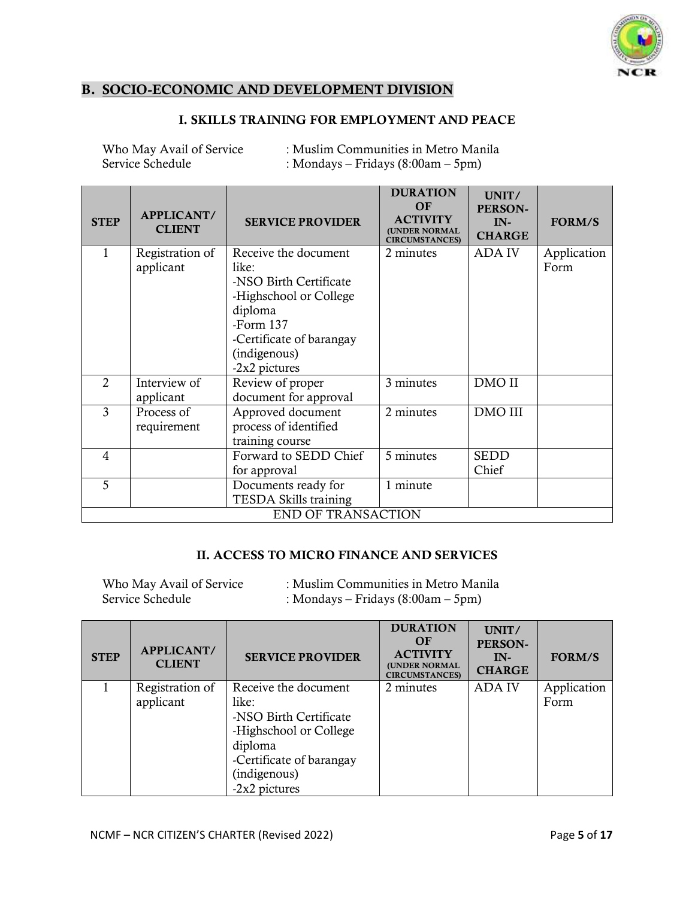## B. SOCIO-ECONOMIC AND DEVELOPMENT DIVISION

### I. SKILLS TRAINING FOR EMPLOYMENT AND PEACE

Who May Avail of Service : Muslim Communities in Metro Manila
Service Schedule : Mondays – Fridays (8:00am – 5pm)

| STEP | APPLICANT/ CLIENT | SERVICE PROVIDER | DURATION OF ACTIVITY (UNDER NORMAL CIRCUMSTANCES) | UNIT/ PERSON-IN-CHARGE | FORM/S |
|---|---|---|---|---|---|
| 1 | Registration of applicant | Receive the document like:<br>-NSO Birth Certificate<br>-Highschool or College diploma<br>-Form 137<br>-Certificate of barangay (indigenous)<br>-2x2 pictures | 2 minutes | ADA IV | Application Form |
| 2 | Interview of applicant | Review of proper document for approval | 3 minutes | DMO II | |
| 3 | Process of requirement | Approved document process of identified training course | 2 minutes | DMO III | |
| 4 | | Forward to SEDD Chief for approval | 5 minutes | SEDD Chief | |
| 5 | | Documents ready for TESDA Skills training | 1 minute | | |
| END OF TRANSACTION | | | | | |

### II. ACCESS TO MICRO FINANCE AND SERVICES

Who May Avail of Service : Muslim Communities in Metro Manila
Service Schedule : Mondays – Fridays (8:00am – 5pm)

| STEP | APPLICANT/ CLIENT | SERVICE PROVIDER | DURATION OF ACTIVITY (UNDER NORMAL CIRCUMSTANCES) | UNIT/ PERSON-IN-CHARGE | FORM/S |
|---|---|---|---|---|---|
| 1 | Registration of applicant | Receive the document like:<br>-NSO Birth Certificate<br>-Highschool or College diploma<br>-Certificate of barangay (indigenous)<br>-2x2 pictures | 2 minutes | ADA IV | Application Form |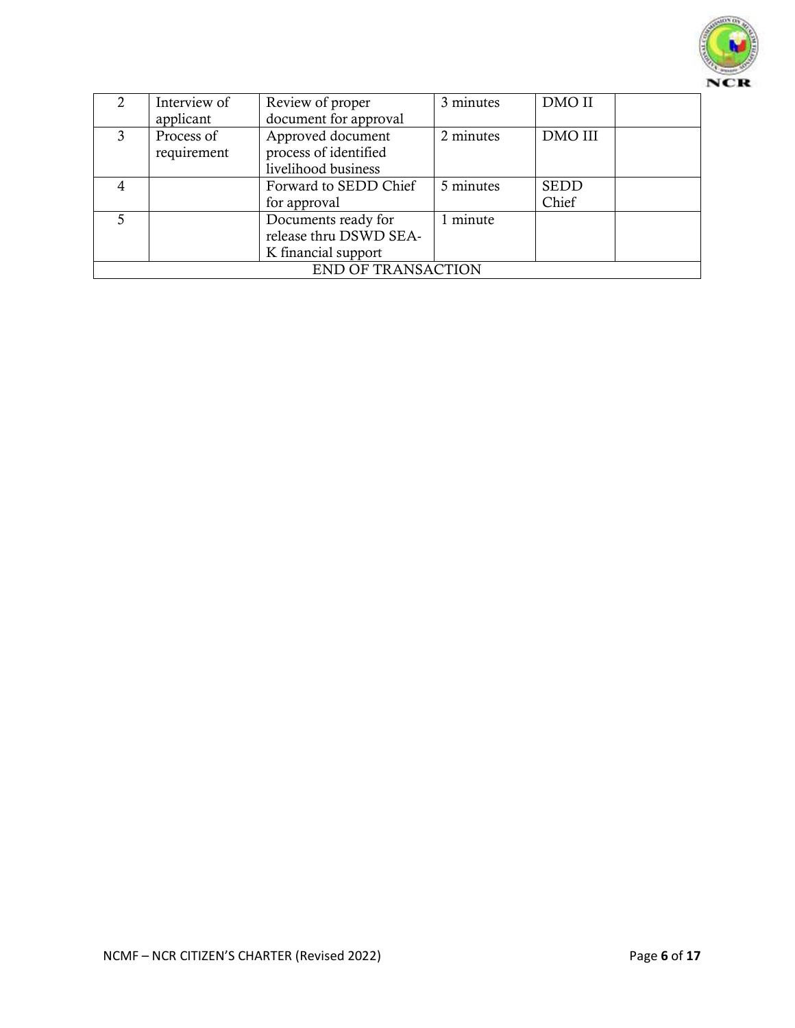| 2 | Interview of applicant | Review of proper document for approval | 3 minutes | DMO II | |
|---|---|---|---|---|---|
| 3 | Process of requirement | Approved document process of identified livelihood business | 2 minutes | DMO III | |
| 4 | | Forward to SEDD Chief for approval | 5 minutes | SEDD Chief | |
| 5 | | Documents ready for release thru DSWD SEA-K financial support | 1 minute | | |
| END OF TRANSACTION | | | | | |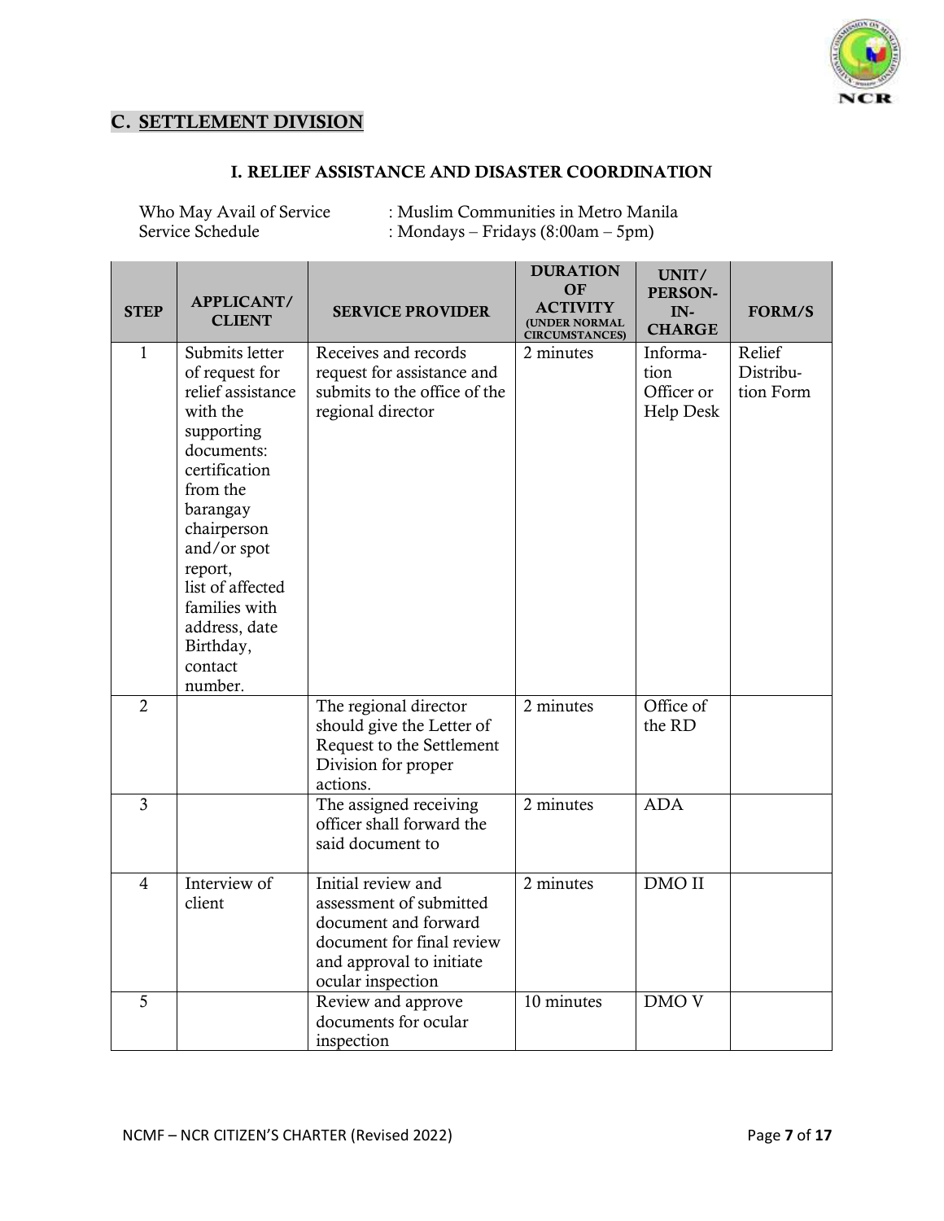## C. SETTLEMENT DIVISION

### I. RELIEF ASSISTANCE AND DISASTER COORDINATION

Who May Avail of Service : Muslim Communities in Metro Manila
Service Schedule : Mondays – Fridays (8:00am – 5pm)

| STEP | APPLICANT/ CLIENT | SERVICE PROVIDER | DURATION OF ACTIVITY (UNDER NORMAL CIRCUMSTANCES) | UNIT/ PERSON-IN-CHARGE | FORM/S |
|---|---|---|---|---|---|
| 1 | Submits letter of request for relief assistance with the supporting documents: certification from the barangay chairperson and/or spot report, list of affected families with address, date Birthday, contact number. | Receives and records request for assistance and submits to the office of the regional director | 2 minutes | Information Officer or Help Desk | Relief Distribution Form |
| 2 | | The regional director should give the Letter of Request to the Settlement Division for proper actions. | 2 minutes | Office of the RD | |
| 3 | | The assigned receiving officer shall forward the said document to | 2 minutes | ADA | |
| 4 | Interview of client | Initial review and assessment of submitted document and forward document for final review and approval to initiate ocular inspection | 2 minutes | DMO II | |
| 5 | | Review and approve documents for ocular inspection | 10 minutes | DMO V | |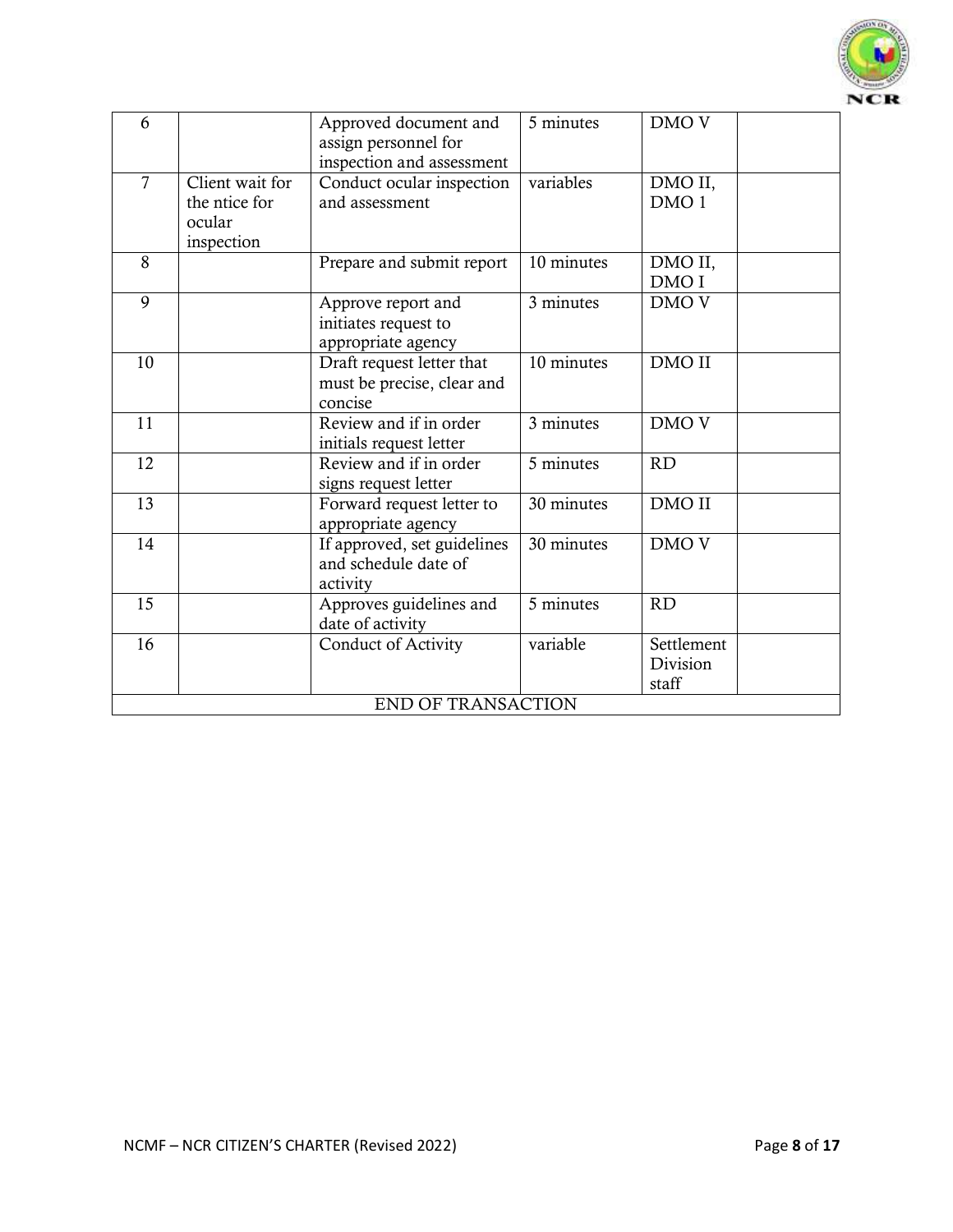| 6 | | Approved document and assign personnel for inspection and assessment | 5 minutes | DMO V | |
|---|---|---|---|---|---|
| 7 | Client wait for the ntice for ocular inspection | Conduct ocular inspection and assessment | variables | DMO II, DMO 1 | |
| 8 | | Prepare and submit report | 10 minutes | DMO II, DMO I | |
| 9 | | Approve report and initiates request to appropriate agency | 3 minutes | DMO V | |
| 10 | | Draft request letter that must be precise, clear and concise | 10 minutes | DMO II | |
| 11 | | Review and if in order initials request letter | 3 minutes | DMO V | |
| 12 | | Review and if in order signs request letter | 5 minutes | RD | |
| 13 | | Forward request letter to appropriate agency | 30 minutes | DMO II | |
| 14 | | If approved, set guidelines and schedule date of activity | 30 minutes | DMO V | |
| 15 | | Approves guidelines and date of activity | 5 minutes | RD | |
| 16 | | Conduct of Activity | variable | Settlement Division staff | |
| END OF TRANSACTION | | | | | |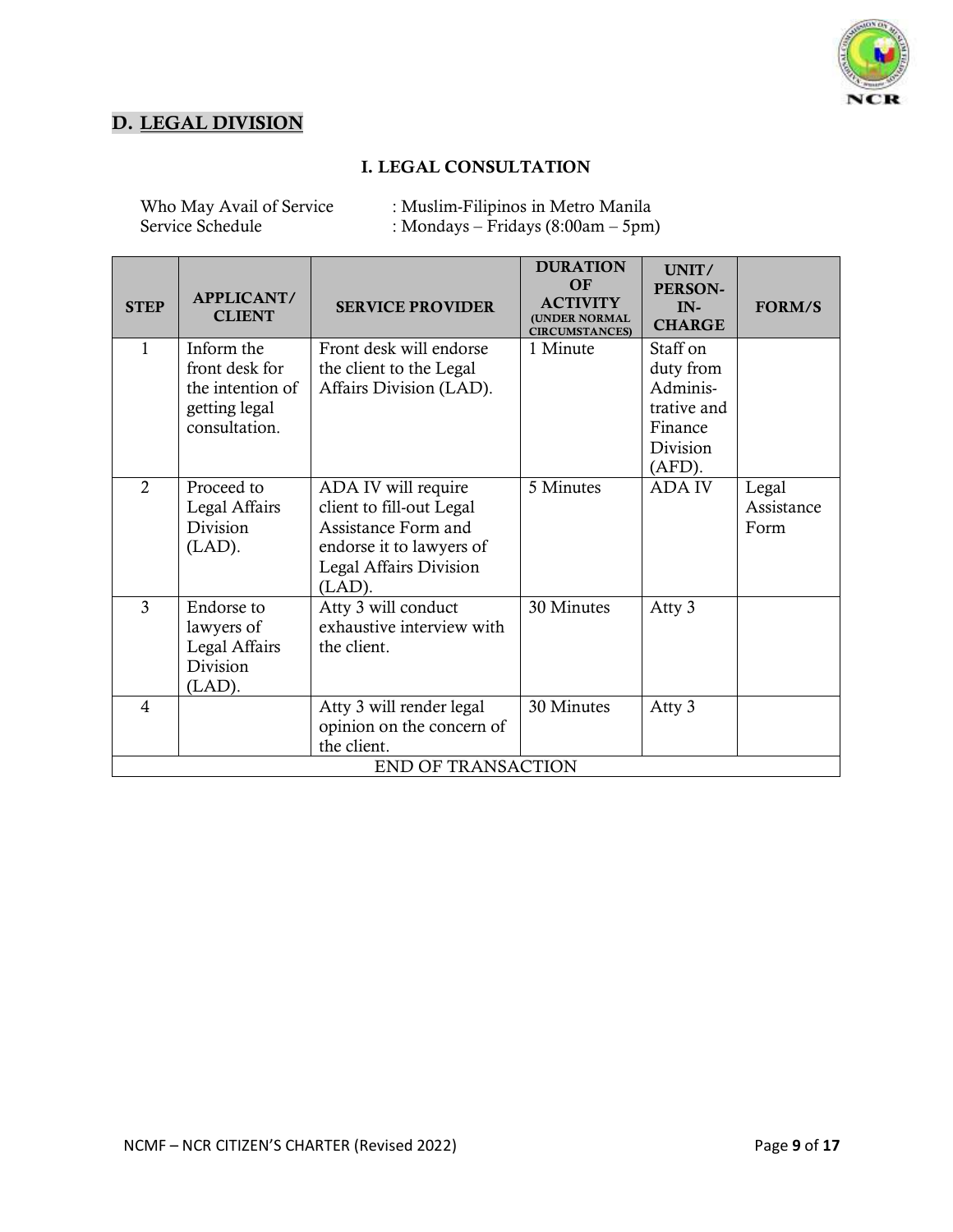## D. LEGAL DIVISION

### I. LEGAL CONSULTATION

Who May Avail of Service : Muslim-Filipinos in Metro Manila
Service Schedule : Mondays – Fridays (8:00am – 5pm)

| STEP | APPLICANT/ CLIENT | SERVICE PROVIDER | DURATION OF ACTIVITY (UNDER NORMAL CIRCUMSTANCES) | UNIT/ PERSON-IN-CHARGE | FORM/S |
|---|---|---|---|---|---|
| 1 | Inform the front desk for the intention of getting legal consultation. | Front desk will endorse the client to the Legal Affairs Division (LAD). | 1 Minute | Staff on duty from Administrative and Finance Division (AFD). | |
| 2 | Proceed to Legal Affairs Division (LAD). | ADA IV will require client to fill-out Legal Assistance Form and endorse it to lawyers of Legal Affairs Division (LAD). | 5 Minutes | ADA IV | Legal Assistance Form |
| 3 | Endorse to lawyers of Legal Affairs Division (LAD). | Atty 3 will conduct exhaustive interview with the client. | 30 Minutes | Atty 3 | |
| 4 | | Atty 3 will render legal opinion on the concern of the client. | 30 Minutes | Atty 3 | |
| END OF TRANSACTION | | | | | |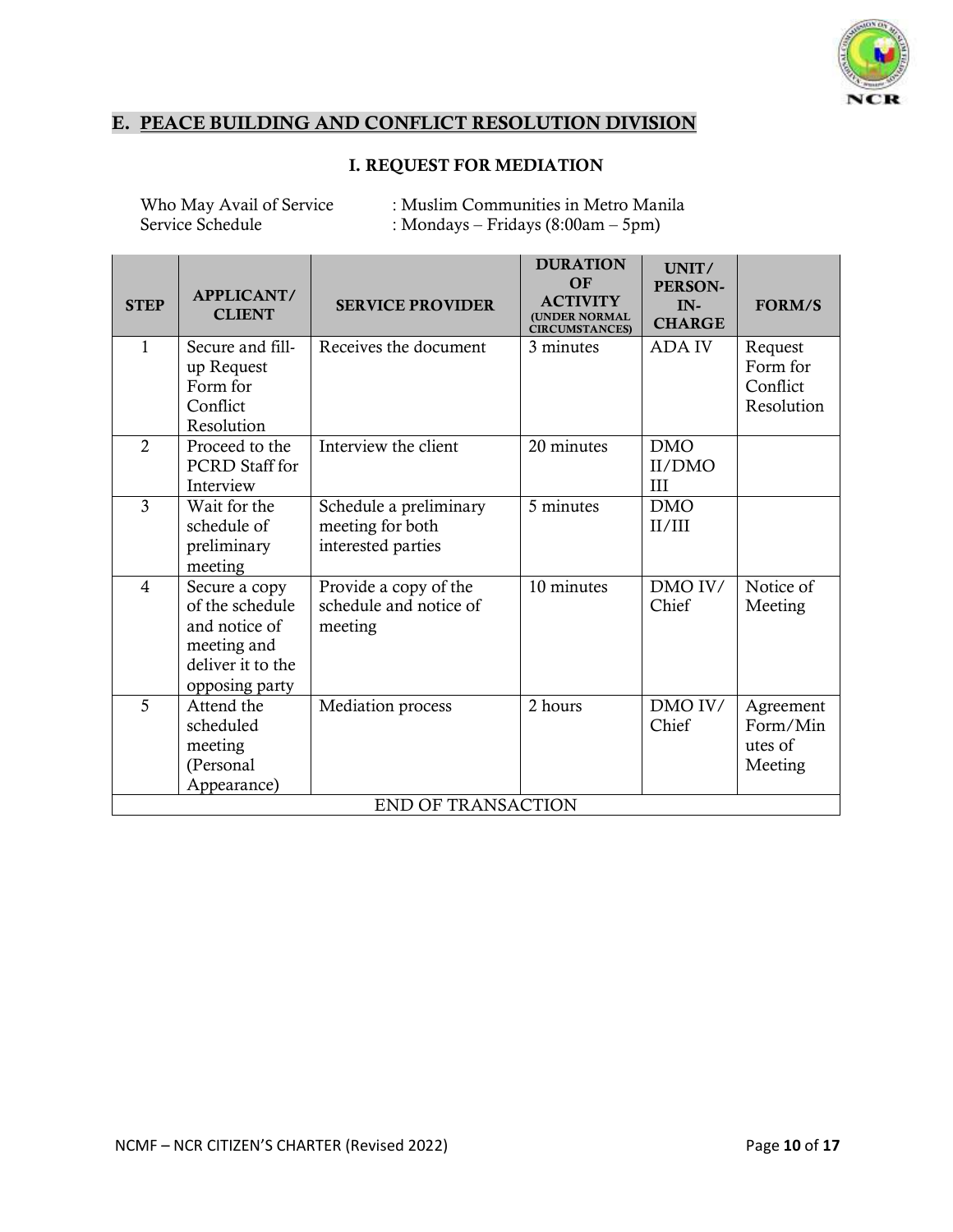## E. PEACE BUILDING AND CONFLICT RESOLUTION DIVISION

### I. REQUEST FOR MEDIATION

Who May Avail of Service : Muslim Communities in Metro Manila
Service Schedule : Mondays – Fridays (8:00am – 5pm)

| STEP | APPLICANT/ CLIENT | SERVICE PROVIDER | DURATION OF ACTIVITY (UNDER NORMAL CIRCUMSTANCES) | UNIT/ PERSON-IN-CHARGE | FORM/S |
|---|---|---|---|---|---|
| 1 | Secure and fill-up Request Form for Conflict Resolution | Receives the document | 3 minutes | ADA IV | Request Form for Conflict Resolution |
| 2 | Proceed to the PCRD Staff for Interview | Interview the client | 20 minutes | DMO II/DMO III | |
| 3 | Wait for the schedule of preliminary meeting | Schedule a preliminary meeting for both interested parties | 5 minutes | DMO II/III | |
| 4 | Secure a copy of the schedule and notice of meeting and deliver it to the opposing party | Provide a copy of the schedule and notice of meeting | 10 minutes | DMO IV/ Chief | Notice of Meeting |
| 5 | Attend the scheduled meeting (Personal Appearance) | Mediation process | 2 hours | DMO IV/ Chief | Agreement Form/Minutes of Meeting |
| END OF TRANSACTION | | | | | |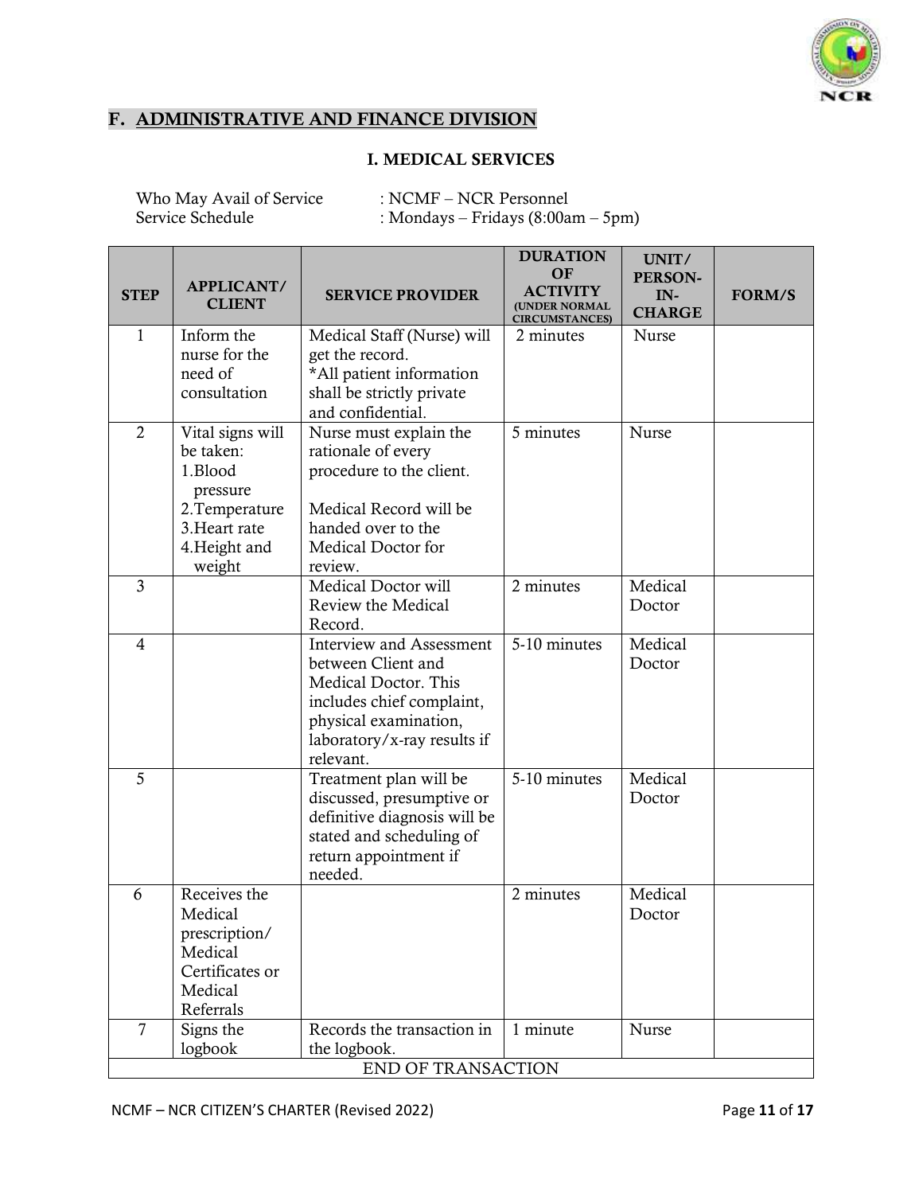## F. ADMINISTRATIVE AND FINANCE DIVISION

### I. MEDICAL SERVICES

Who May Avail of Service : NCMF – NCR Personnel
Service Schedule : Mondays – Fridays (8:00am – 5pm)

| STEP | APPLICANT/ CLIENT | SERVICE PROVIDER | DURATION OF ACTIVITY (UNDER NORMAL CIRCUMSTANCES) | UNIT/ PERSON-IN-CHARGE | FORM/S |
|---|---|---|---|---|---|
| 1 | Inform the nurse for the need of consultation | Medical Staff (Nurse) will get the record. *All patient information shall be strictly private and confidential. | 2 minutes | Nurse | |
| 2 | Vital signs will be taken: 1.Blood pressure 2.Temperature 3.Heart rate 4.Height and weight | Nurse must explain the rationale of every procedure to the client. Medical Record will be handed over to the Medical Doctor for review. | 5 minutes | Nurse | |
| 3 | | Medical Doctor will Review the Medical Record. | 2 minutes | Medical Doctor | |
| 4 | | Interview and Assessment between Client and Medical Doctor. This includes chief complaint, physical examination, laboratory/x-ray results if relevant. | 5-10 minutes | Medical Doctor | |
| 5 | | Treatment plan will be discussed, presumptive or definitive diagnosis will be stated and scheduling of return appointment if needed. | 5-10 minutes | Medical Doctor | |
| 6 | Receives the Medical prescription/ Medical Certificates or Medical Referrals | | 2 minutes | Medical Doctor | |
| 7 | Signs the logbook | Records the transaction in the logbook. | 1 minute | Nurse | |
| END OF TRANSACTION | | | | | |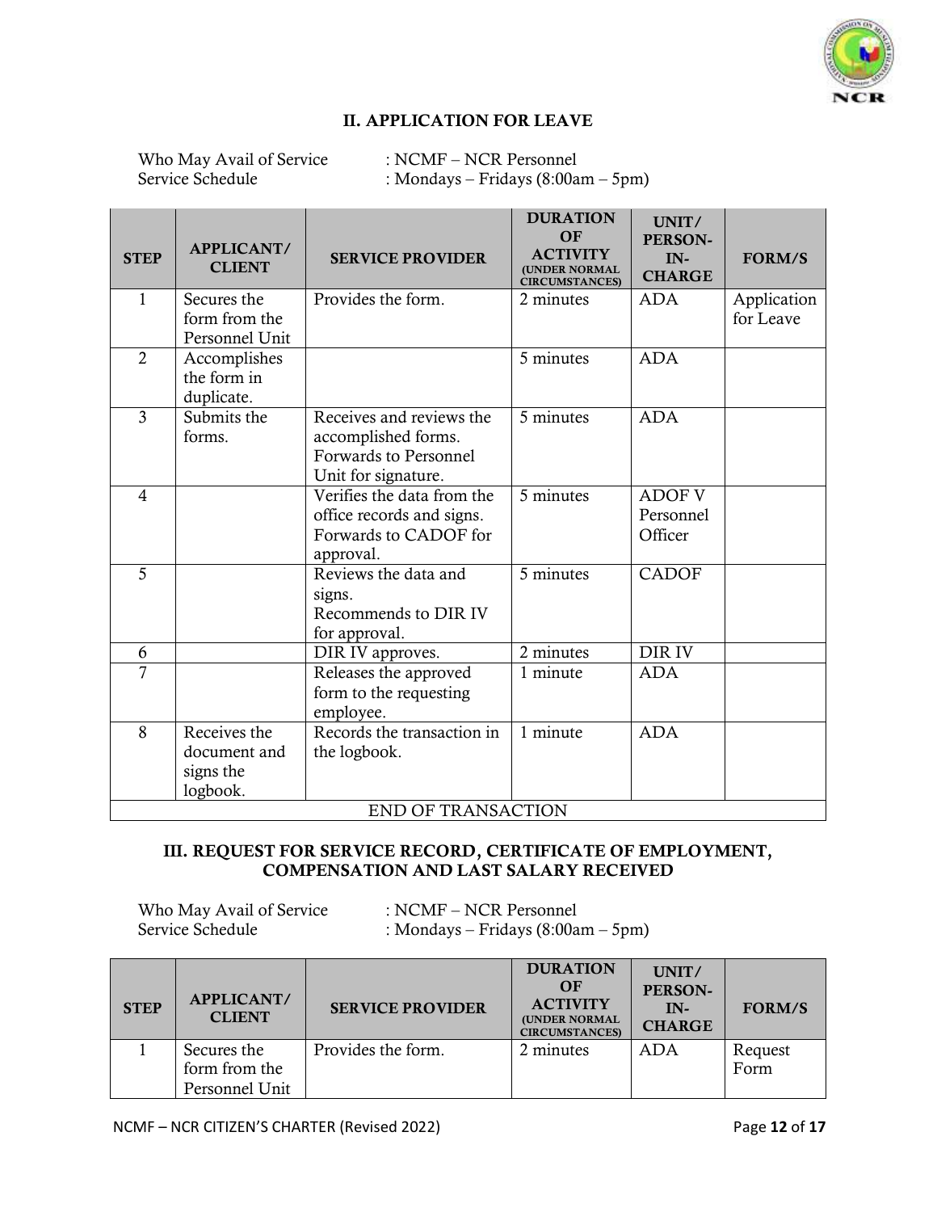## II. APPLICATION FOR LEAVE

Who May Avail of Service : NCMF – NCR Personnel
Service Schedule : Mondays – Fridays (8:00am – 5pm)

| STEP | APPLICANT/ CLIENT | SERVICE PROVIDER | DURATION OF ACTIVITY (UNDER NORMAL CIRCUMSTANCES) | UNIT/ PERSON-IN-CHARGE | FORM/S |
|---|---|---|---|---|---|
| 1 | Secures the form from the Personnel Unit | Provides the form. | 2 minutes | ADA | Application for Leave |
| 2 | Accomplishes the form in duplicate. | | 5 minutes | ADA | |
| 3 | Submits the forms. | Receives and reviews the accomplished forms. Forwards to Personnel Unit for signature. | 5 minutes | ADA | |
| 4 | | Verifies the data from the office records and signs. Forwards to CADOF for approval. | 5 minutes | ADOF V Personnel Officer | |
| 5 | | Reviews the data and signs. Recommends to DIR IV for approval. | 5 minutes | CADOF | |
| 6 | | DIR IV approves. | 2 minutes | DIR IV | |
| 7 | | Releases the approved form to the requesting employee. | 1 minute | ADA | |
| 8 | Receives the document and signs the logbook. | Records the transaction in the logbook. | 1 minute | ADA | |
| END OF TRANSACTION | | | | | |

## III. REQUEST FOR SERVICE RECORD, CERTIFICATE OF EMPLOYMENT, COMPENSATION AND LAST SALARY RECEIVED

Who May Avail of Service : NCMF – NCR Personnel
Service Schedule : Mondays – Fridays (8:00am – 5pm)

| STEP | APPLICANT/ CLIENT | SERVICE PROVIDER | DURATION OF ACTIVITY (UNDER NORMAL CIRCUMSTANCES) | UNIT/ PERSON-IN-CHARGE | FORM/S |
|---|---|---|---|---|---|
| 1 | Secures the form from the Personnel Unit | Provides the form. | 2 minutes | ADA | Request Form |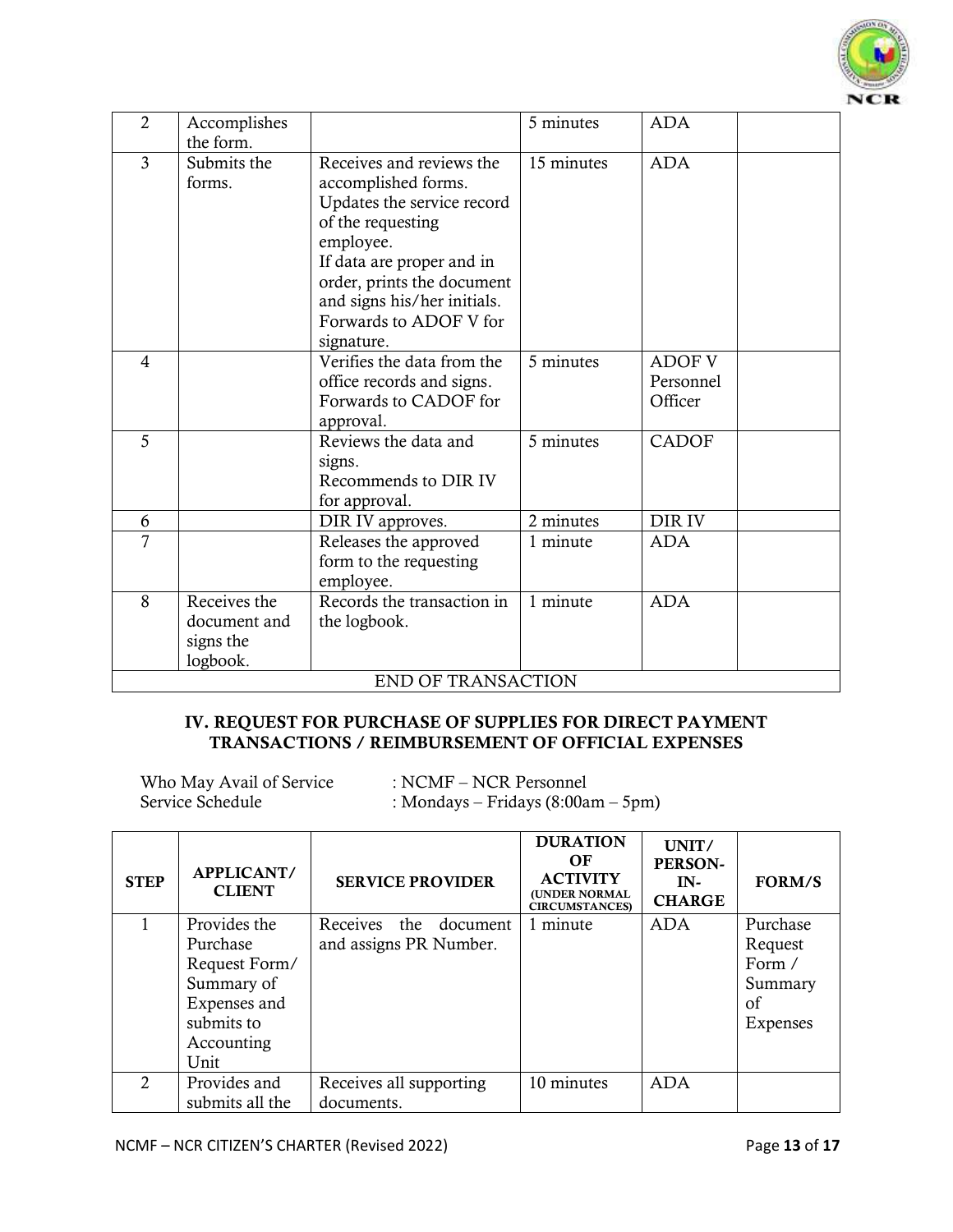| 2 | Accomplishes the form. | | 5 minutes | ADA | |
|---|---|---|---|---|---|
| 3 | Submits the forms. | Receives and reviews the accomplished forms. Updates the service record of the requesting employee. If data are proper and in order, prints the document and signs his/her initials. Forwards to ADOF V for signature. | 15 minutes | ADA | |
| 4 | | Verifies the data from the office records and signs. Forwards to CADOF for approval. | 5 minutes | ADOF V Personnel Officer | |
| 5 | | Reviews the data and signs. Recommends to DIR IV for approval. | 5 minutes | CADOF | |
| 6 | | DIR IV approves. | 2 minutes | DIR IV | |
| 7 | | Releases the approved form to the requesting employee. | 1 minute | ADA | |
| 8 | Receives the document and signs the logbook. | Records the transaction in the logbook. | 1 minute | ADA | |
| END OF TRANSACTION | | | | | |

## IV. REQUEST FOR PURCHASE OF SUPPLIES FOR DIRECT PAYMENT TRANSACTIONS / REIMBURSEMENT OF OFFICIAL EXPENSES

Who May Avail of Service : NCMF – NCR Personnel
Service Schedule : Mondays – Fridays (8:00am – 5pm)

| STEP | APPLICANT/ CLIENT | SERVICE PROVIDER | DURATION OF ACTIVITY (UNDER NORMAL CIRCUMSTANCES) | UNIT/ PERSON-IN-CHARGE | FORM/S |
|---|---|---|---|---|---|
| 1 | Provides the Purchase Request Form/ Summary of Expenses and submits to Accounting Unit | Receives the document and assigns PR Number. | 1 minute | ADA | Purchase Request Form / Summary of Expenses |
| 2 | Provides and submits all the | Receives all supporting documents. | 10 minutes | ADA | |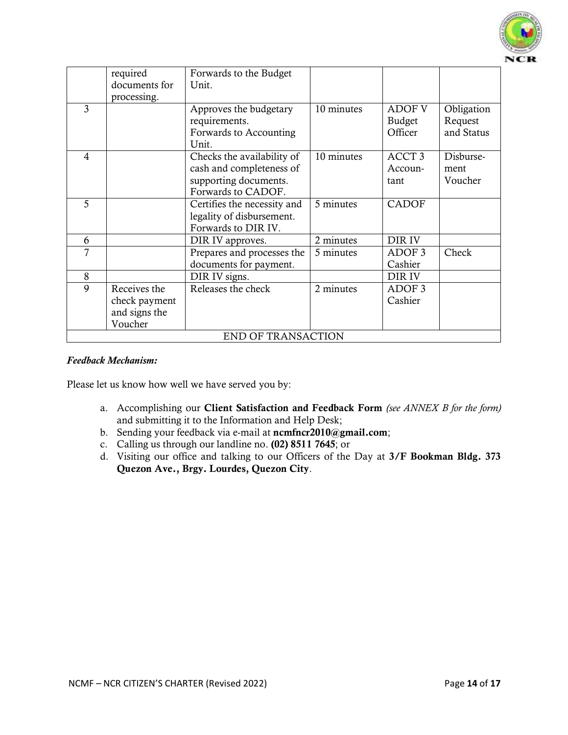| | | | | | |
|---|---|---|---|---|---|
| | required documents for processing. | Forwards to the Budget Unit. | | | |
| 3 | | Approves the budgetary requirements. Forwards to Accounting Unit. | 10 minutes | ADOF V Budget Officer | Obligation Request and Status |
| 4 | | Checks the availability of cash and completeness of supporting documents. Forwards to CADOF. | 10 minutes | ACCT 3 Accountant | Disbursement Voucher |
| 5 | | Certifies the necessity and legality of disbursement. Forwards to DIR IV. | 5 minutes | CADOF | |
| 6 | | DIR IV approves. | 2 minutes | DIR IV | |
| 7 | | Prepares and processes the documents for payment. | 5 minutes | ADOF 3 Cashier | Check |
| 8 | | DIR IV signs. | | DIR IV | |
| 9 | Receives the check payment and signs the Voucher | Releases the check | 2 minutes | ADOF 3 Cashier | |
| END OF TRANSACTION | | | | | |

***Feedback Mechanism:***

Please let us know how well we have served you by:

a. Accomplishing our **Client Satisfaction and Feedback Form** *(see ANNEX B for the form)* and submitting it to the Information and Help Desk;
b. Sending your feedback via e-mail at **ncmfncr2010@gmail.com**;
c. Calling us through our landline no. **(02) 8511 7645**; or
d. Visiting our office and talking to our Officers of the Day at **3/F Bookman Bldg. 373 Quezon Ave., Brgy. Lourdes, Quezon City**.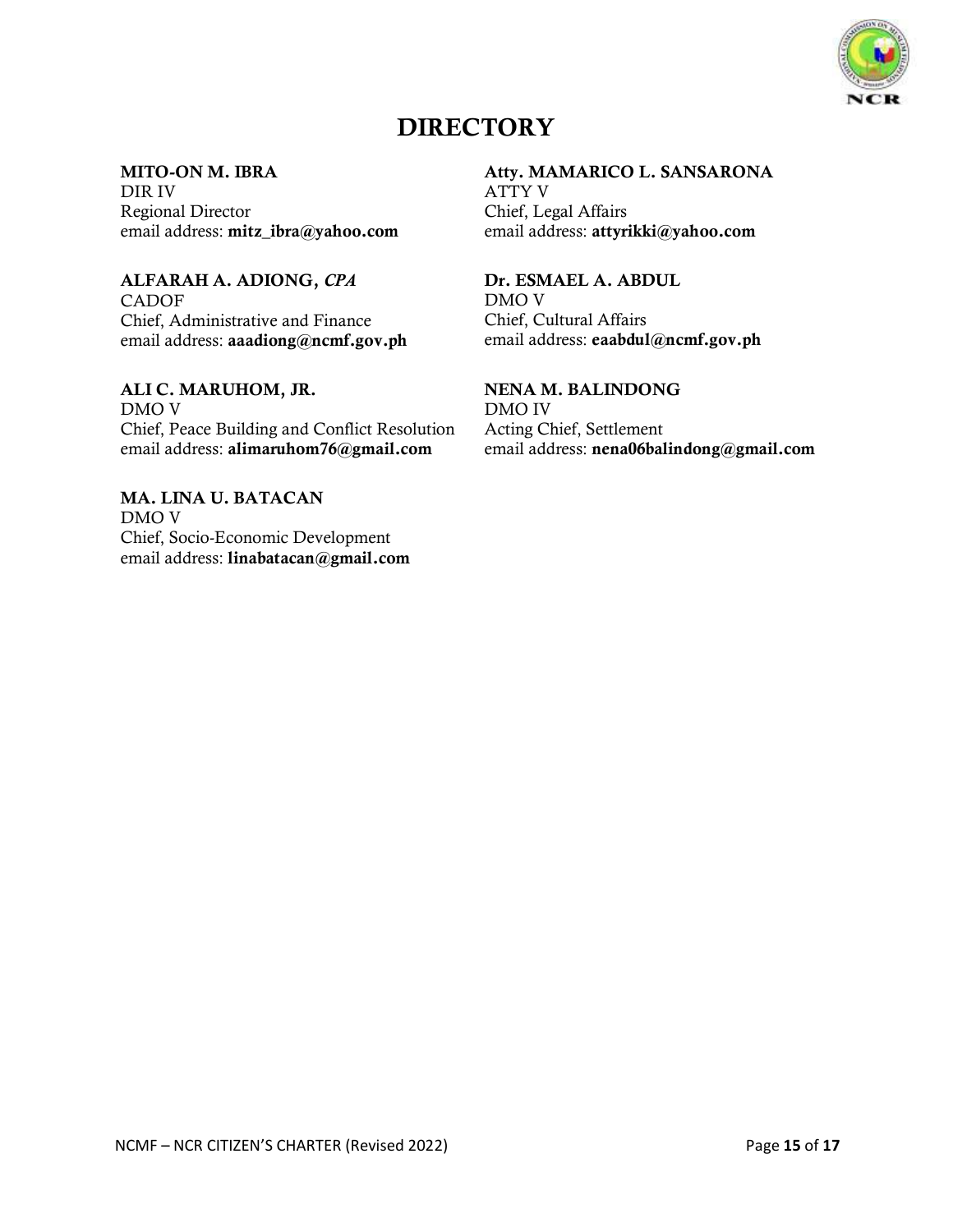# DIRECTORY

**MITO-ON M. IBRA**
DIR IV
Regional Director
email address: **mitz_ibra@yahoo.com**

**Atty. MAMARICO L. SANSARONA**
ATTY V
Chief, Legal Affairs
email address: **attyrikki@yahoo.com**

**ALFARAH A. ADIONG, *CPA***
CADOF
Chief, Administrative and Finance
email address: **aaadiong@ncmf.gov.ph**

**Dr. ESMAEL A. ABDUL**
DMO V
Chief, Cultural Affairs
email address: **eaabdul@ncmf.gov.ph**

**ALI C. MARUHOM, JR.**
DMO V
Chief, Peace Building and Conflict Resolution
email address: **alimaruhom76@gmail.com**

**NENA M. BALINDONG**
DMO IV
Acting Chief, Settlement
email address: **nena06balindong@gmail.com**

**MA. LINA U. BATACAN**
DMO V
Chief, Socio-Economic Development
email address: **linabatacan@gmail.com**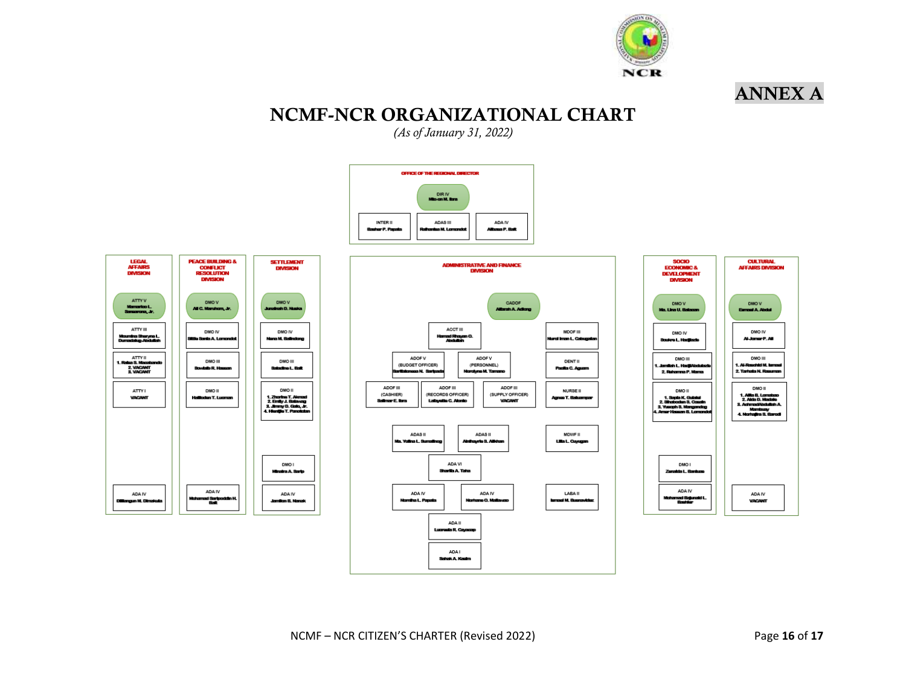# ANNEX A

## NCMF-NCR ORGANIZATIONAL CHART

*(As of January 31, 2022)*

### OFFICE OF THE REGIONAL DIRECTOR

- DIR IV – Mio-on M. Ibra
  - INTER II – Bashar P. Papata
  - ADAS III – Raihanisa M. Lomondot
  - ADA IV – Alibasa P. Bait

### LEGAL AFFAIRS DIVISION

- ATTY V – Mamarico L. Sanazrona, Jr.
- ATTY III – Moumina Sharyna L. Dumadalug-Abdullah
- ATTY II – 1. Raisa S. Macabando; 2. VACANT; 3. VACANT
- ATTY I – VACANT
- ADA IV – Dilangun M. Dimakuta

### PEACE BUILDING & CONFLICT RESOLUTION DIVISION

- DMO V – Ali C. Maruhom, Jr.
- DMO IV – Sittie Sania A. Lomondot
- DMO III – Bowlaib R. Hassan
- DMO II – Halilodan T. Luoman
- ADA IV – Mohamad Saripoddin H. Bait

### SETTLEMENT DIVISION

- DMO V – Junainah D. Nuska
- DMO IV – Nena M. Balindong
- DMO III – Saladina L. Bait
- DMO II – 1. Zharina T. Akmad; 2. Emily J. Balawag; 3. Jimmy D. Gato, Jr.; 4. Hanija T. Panolotan
- DMO I – Minaira A. Sarip
- ADA IV – Jamilon B. Nanak

### ADMINISTRATIVE AND FINANCE DIVISION

- CADOF – Alisrah A. Adiong
- ACCT III – Hamad Rhayan O. Abdullah
- ADOF V (BUDGET OFFICER) – Saritalonaea N. Saripada
- ADOF V (PERSONNEL) – Norolyna M. Tamano
- ADOF III (CASHIER) – Salimar E. Ibra
- ADOF III (RECORDS OFFICER) – Lalayalie C. Alonto
- ADOF III (SUPPLY OFFICER) – VACANT
- MDOF III – Nurol Iman L. Cabugatan
- DENT II – Paolia C. Aguam
- NURSE II – Agnes T. Balusmpar
- ADAS II – Ma. Yolina L. Sumalinog
- ADAS II – Ainihayrie S. Alikhan
- MDWF II – Lilia L. Cayugan
- ADA VI – Sharifa A. Taha
- ADA IV – Nornina L. Papata
- ADA IV – Norhana O. Mallawao
- LABA II – Ismael M. Busravidez
- ADA II – Lucresia R. Cayacap
- ADA I – Sahak A. Kasim

### SOCIO ECONOMIC & DEVELOPMENT DIVISION

- DMO V – Ma. Lina U. Batacan
- DMO IV – Soukra L. Hadjiada
- DMO III – 1. Jamilah L. HadjiAbdulada; 2. Rahamna P. Mama
- DMO II – 1. Sapia K. Gubal; 2. Sinabodan S. Casan; 3. Yusoph B. Mangandog; 4. Amer Hassan B. Lomondot
- DMO I – Zanaida L. Santos
- ADA IV – Mohamad Rajunaid L. Bashier

### CULTURAL AFFAIRS DIVISION

- DMO V – Esmael A. Abdul
- DMO IV – Al-Jomar P. Ali
- DMO III – 1. Al-Raschid M. Ismael; 2. Tarhata N. Rasuman
- DMO II – 1. Alfia B. Lomabao; 2. Alda D. Madale; 3. AchmadAbdullah A. Mambuay; 4. Norhajira S. Saradi
- ADA IV – VACANT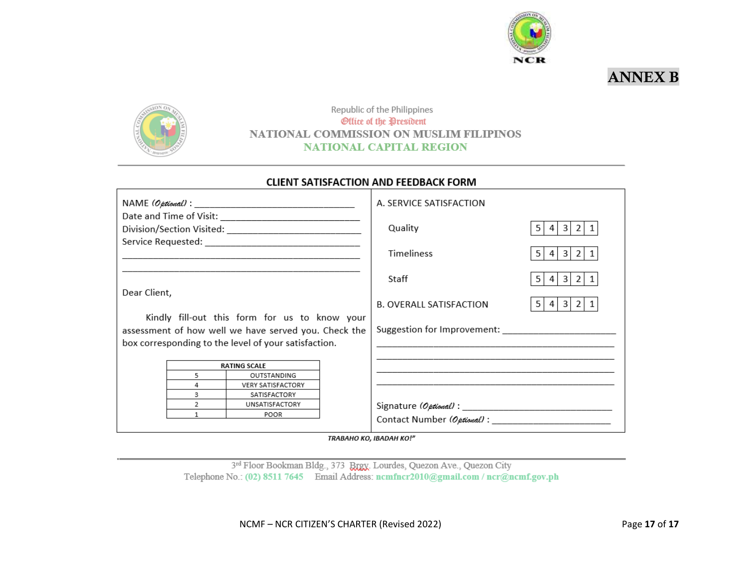# ANNEX B

Republic of the Philippines
Office of the President
**NATIONAL COMMISSION ON MUSLIM FILIPINOS**
**NATIONAL CAPITAL REGION**

## CLIENT SATISFACTION AND FEEDBACK FORM

NAME *(Optional)* : ______________________________
Date and Time of Visit: ___________________________
Division/Section Visited: __________________________
Service Requested: ______________________________
_____________________________________________
_____________________________________________

Dear Client,

Kindly fill-out this form for us to know your assessment of how well we have served you. Check the box corresponding to the level of your satisfaction.

| RATING SCALE | |
|---|---|
| 5 | OUTSTANDING |
| 4 | VERY SATISFACTORY |
| 3 | SATISFACTORY |
| 2 | UNSATISFACTORY |
| 1 | POOR |

A. SERVICE SATISFACTION

| | | | | | |
|---|---|---|---|---|---|
| Quality | 5 | 4 | 3 | 2 | 1 |
| Timeliness | 5 | 4 | 3 | 2 | 1 |
| Staff | 5 | 4 | 3 | 2 | 1 |
| B. OVERALL SATISFACTION | 5 | 4 | 3 | 2 | 1 |

Suggestion for Improvement: ______________________
_____________________________________________
_____________________________________________
_____________________________________________
_____________________________________________

Signature *(Optional)* : ___________________________
Contact Number *(Optional)* : _______________________

***TRABAHO KO, IBADAH KO!"***

3rd Floor Bookman Bldg., 373 Brgy. Lourdes, Quezon Ave., Quezon City
Telephone No.: (02) 8511 7645 Email Address: ncmfncr2010@gmail.com / ncr@ncmf.gov.ph